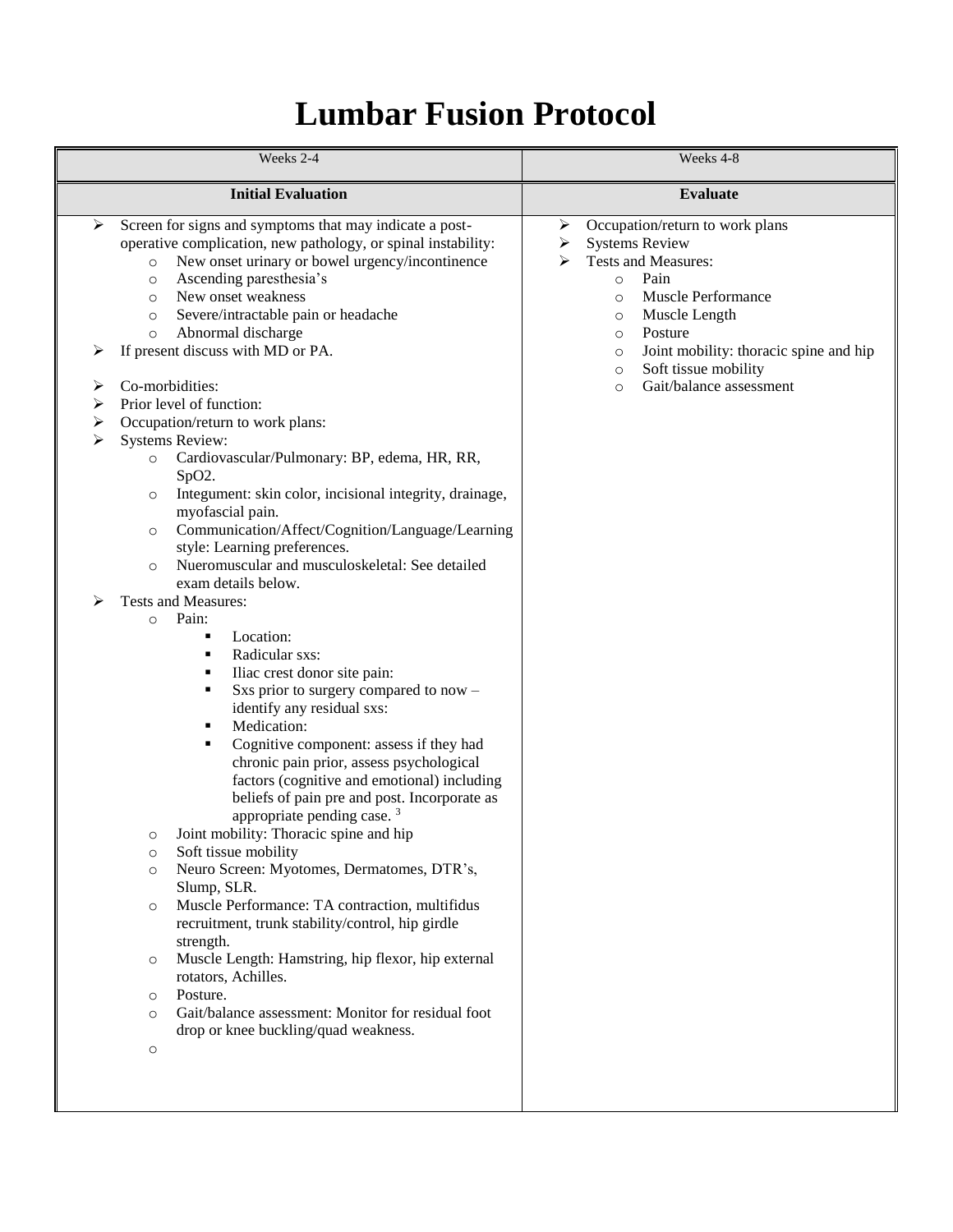# Lumbar Fusion Protocol

| Weeks 2-4 | Weeks 4-8 |
| --- | --- |
| **Initial Evaluation** | **Evaluate** |
| ➢ Screen for signs and symptoms that may indicate a post-operative complication, new pathology, or spinal instability:<br>  ○ New onset urinary or bowel urgency/incontinence<br>  ○ Ascending paresthesia's<br>  ○ New onset weakness<br>  ○ Severe/intractable pain or headache<br>  ○ Abnormal discharge<br>➢ If present discuss with MD or PA.<br><br>➢ Co-morbidities:<br>➢ Prior level of function:<br>➢ Occupation/return to work plans:<br>➢ Systems Review:<br>  ○ Cardiovascular/Pulmonary: BP, edema, HR, RR, SpO2.<br>  ○ Integument: skin color, incisional integrity, drainage, myofascial pain.<br>  ○ Communication/Affect/Cognition/Language/Learning style: Learning preferences.<br>  ○ Nueromuscular and musculoskeletal: See detailed exam details below.<br>➢ Tests and Measures:<br>  ○ Pain:<br>    ▪ Location:<br>    ▪ Radicular sxs:<br>    ▪ Iliac crest donor site pain:<br>    ▪ Sxs prior to surgery compared to now – identify any residual sxs:<br>    ▪ Medication:<br>    ▪ Cognitive component: assess if they had chronic pain prior, assess psychological factors (cognitive and emotional) including beliefs of pain pre and post. Incorporate as appropriate pending case. [3]<br>  ○ Joint mobility: Thoracic spine and hip<br>  ○ Soft tissue mobility<br>  ○ Neuro Screen: Myotomes, Dermatomes, DTR's, Slump, SLR.<br>  ○ Muscle Performance: TA contraction, multifidus recruitment, trunk stability/control, hip girdle strength.<br>  ○ Muscle Length: Hamstring, hip flexor, hip external rotators, Achilles.<br>  ○ Posture.<br>  ○ Gait/balance assessment: Monitor for residual foot drop or knee buckling/quad weakness.<br>  ○ | ➢ Occupation/return to work plans<br>➢ Systems Review<br>➢ Tests and Measures:<br>  ○ Pain<br>  ○ Muscle Performance<br>  ○ Muscle Length<br>  ○ Posture<br>  ○ Joint mobility: thoracic spine and hip<br>  ○ Soft tissue mobility<br>  ○ Gait/balance assessment |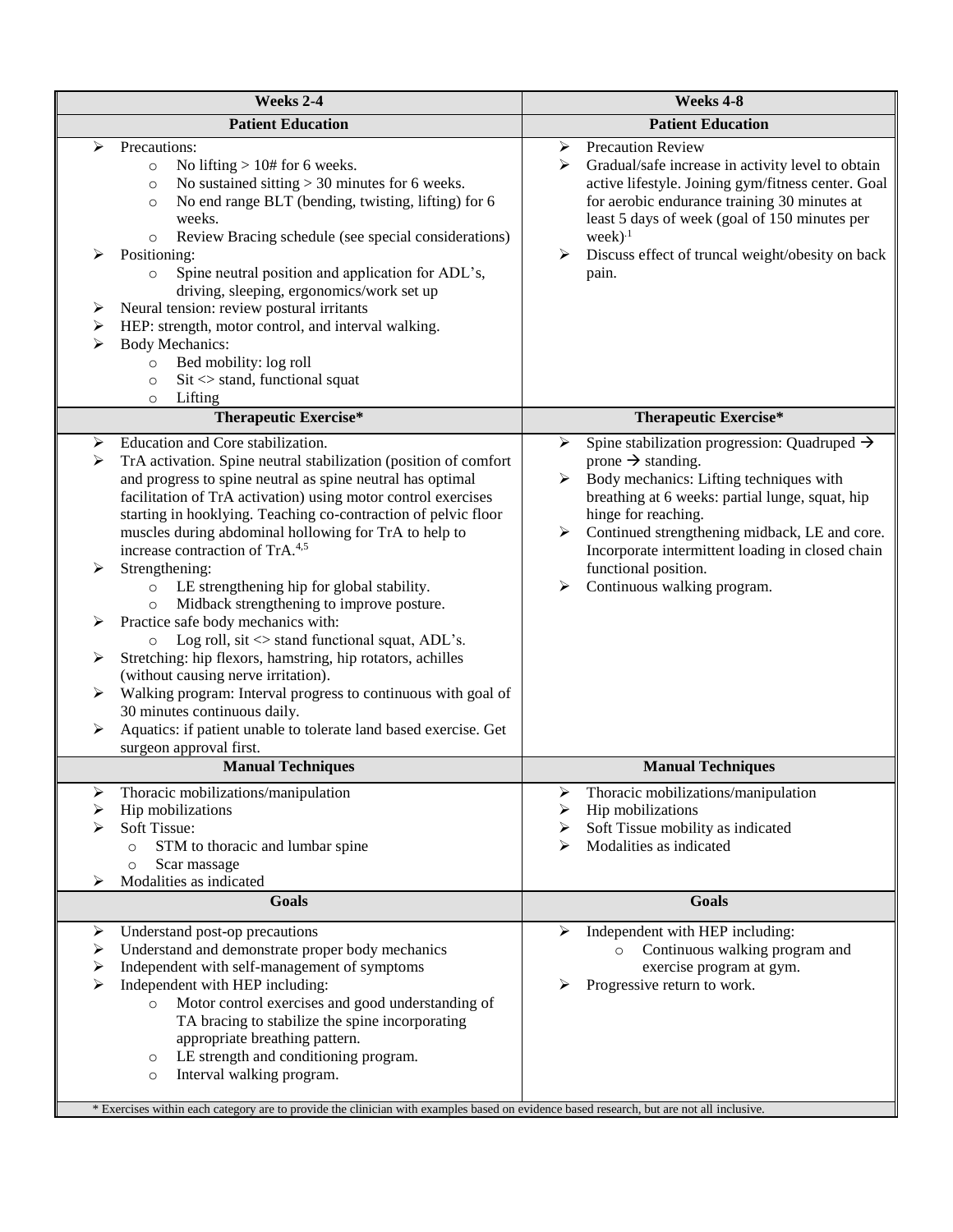| Weeks 2-4 | Weeks 4-8 |
|---|---|
| **Patient Education** | **Patient Education** |
| ➢ Precautions:<br>  ○ No lifting > 10# for 6 weeks.<br>  ○ No sustained sitting > 30 minutes for 6 weeks.<br>  ○ No end range BLT (bending, twisting, lifting) for 6 weeks.<br>  ○ Review Bracing schedule (see special considerations)<br>➢ Positioning:<br>  ○ Spine neutral position and application for ADL's, driving, sleeping, ergonomics/work set up<br>➢ Neural tension: review postural irritants<br>➢ HEP: strength, motor control, and interval walking.<br>➢ Body Mechanics:<br>  ○ Bed mobility: log roll<br>  ○ Sit <> stand, functional squat<br>  ○ Lifting | ➢ Precaution Review<br>➢ Gradual/safe increase in activity level to obtain active lifestyle. Joining gym/fitness center. Goal for aerobic endurance training 30 minutes at least 5 days of week (goal of 150 minutes per week).[1]<br>➢ Discuss effect of truncal weight/obesity on back pain. |
| **Therapeutic Exercise*** | **Therapeutic Exercise*** |
| ➢ Education and Core stabilization.<br>➢ TrA activation. Spine neutral stabilization (position of comfort and progress to spine neutral as spine neutral has optimal facilitation of TrA activation) using motor control exercises starting in hooklying. Teaching co-contraction of pelvic floor muscles during abdominal hollowing for TrA to help to increase contraction of TrA.[4,5]<br>➢ Strengthening:<br>  ○ LE strengthening hip for global stability.<br>  ○ Midback strengthening to improve posture.<br>➢ Practice safe body mechanics with:<br>  ○ Log roll, sit <> stand functional squat, ADL's.<br>➢ Stretching: hip flexors, hamstring, hip rotators, achilles (without causing nerve irritation).<br>➢ Walking program: Interval progress to continuous with goal of 30 minutes continuous daily.<br>➢ Aquatics: if patient unable to tolerate land based exercise. Get surgeon approval first. | ➢ Spine stabilization progression: Quadruped → prone → standing.<br>➢ Body mechanics: Lifting techniques with breathing at 6 weeks: partial lunge, squat, hip hinge for reaching.<br>➢ Continued strengthening midback, LE and core. Incorporate intermittent loading in closed chain functional position.<br>➢ Continuous walking program. |
| **Manual Techniques** | **Manual Techniques** |
| ➢ Thoracic mobilizations/manipulation<br>➢ Hip mobilizations<br>➢ Soft Tissue:<br>  ○ STM to thoracic and lumbar spine<br>  ○ Scar massage<br>➢ Modalities as indicated | ➢ Thoracic mobilizations/manipulation<br>➢ Hip mobilizations<br>➢ Soft Tissue mobility as indicated<br>➢ Modalities as indicated |
| **Goals** | **Goals** |
| ➢ Understand post-op precautions<br>➢ Understand and demonstrate proper body mechanics<br>➢ Independent with self-management of symptoms<br>➢ Independent with HEP including:<br>  ○ Motor control exercises and good understanding of TA bracing to stabilize the spine incorporating appropriate breathing pattern.<br>  ○ LE strength and conditioning program.<br>  ○ Interval walking program. | ➢ Independent with HEP including:<br>  ○ Continuous walking program and exercise program at gym.<br>➢ Progressive return to work. |

\* Exercises within each category are to provide the clinician with examples based on evidence based research, but are not all inclusive.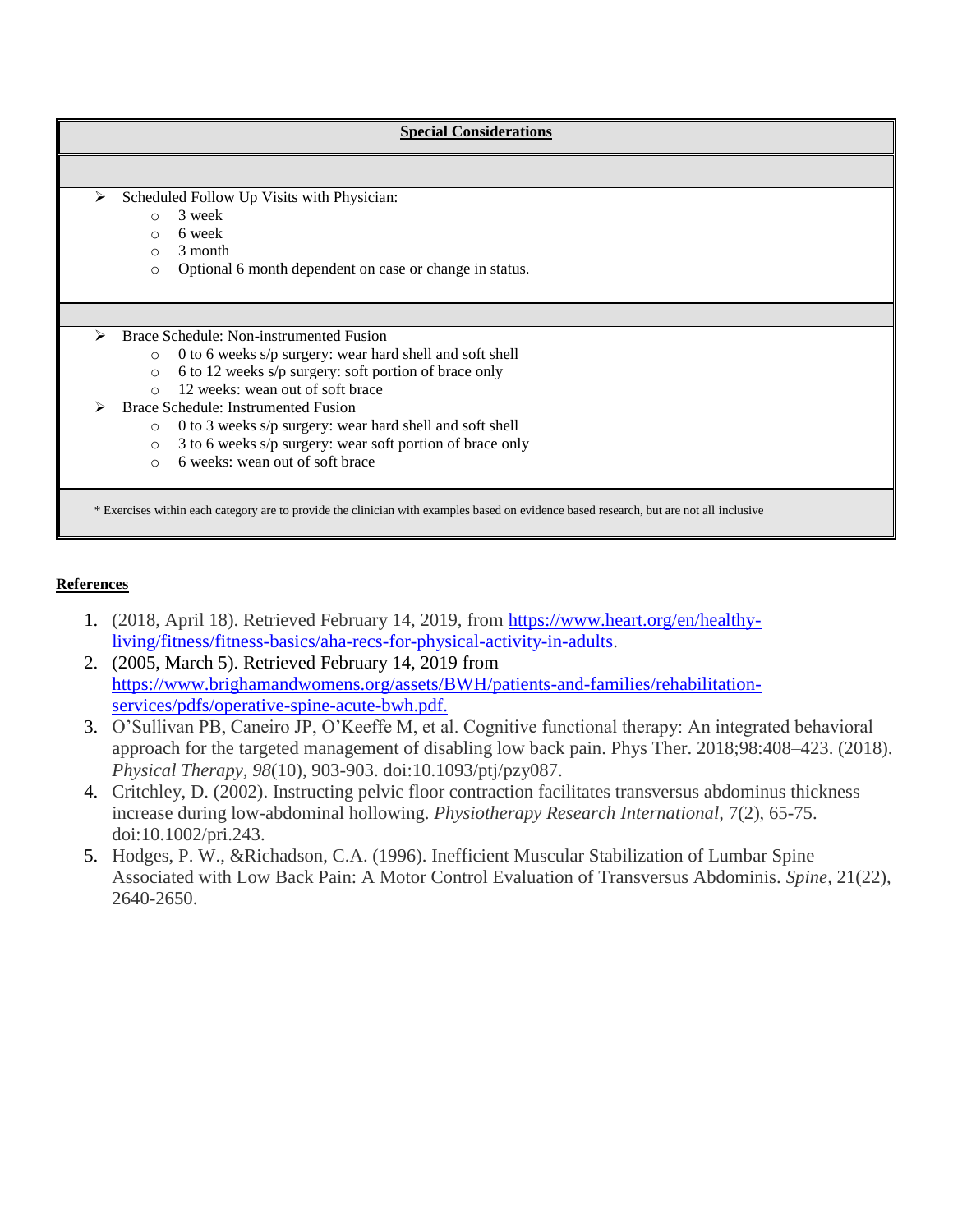**Special Considerations**

- Scheduled Follow Up Visits with Physician:
  - 3 week
  - 6 week
  - 3 month
  - Optional 6 month dependent on case or change in status.

- Brace Schedule: Non-instrumented Fusion
  - 0 to 6 weeks s/p surgery: wear hard shell and soft shell
  - 6 to 12 weeks s/p surgery: soft portion of brace only
  - 12 weeks: wean out of soft brace
- Brace Schedule: Instrumented Fusion
  - 0 to 3 weeks s/p surgery: wear hard shell and soft shell
  - 3 to 6 weeks s/p surgery: wear soft portion of brace only
  - 6 weeks: wean out of soft brace

* Exercises within each category are to provide the clinician with examples based on evidence based research, but are not all inclusive

**References**

1. (2018, April 18). Retrieved February 14, 2019, from https://www.heart.org/en/healthy-living/fitness/fitness-basics/aha-recs-for-physical-activity-in-adults.
2. (2005, March 5). Retrieved February 14, 2019 from https://www.brighamandwomens.org/assets/BWH/patients-and-families/rehabilitation-services/pdfs/operative-spine-acute-bwh.pdf.
3. O'Sullivan PB, Caneiro JP, O'Keeffe M, et al. Cognitive functional therapy: An integrated behavioral approach for the targeted management of disabling low back pain. Phys Ther. 2018;98:408–423. (2018). *Physical Therapy*, *98*(10), 903-903. doi:10.1093/ptj/pzy087.
4. Critchley, D. (2002). Instructing pelvic floor contraction facilitates transversus abdominus thickness increase during low-abdominal hollowing. *Physiotherapy Research International*, 7(2), 65-75. doi:10.1002/pri.243.
5. Hodges, P. W., &Richadson, C.A. (1996). Inefficient Muscular Stabilization of Lumbar Spine Associated with Low Back Pain: A Motor Control Evaluation of Transversus Abdominis. *Spine*, 21(22), 2640-2650.